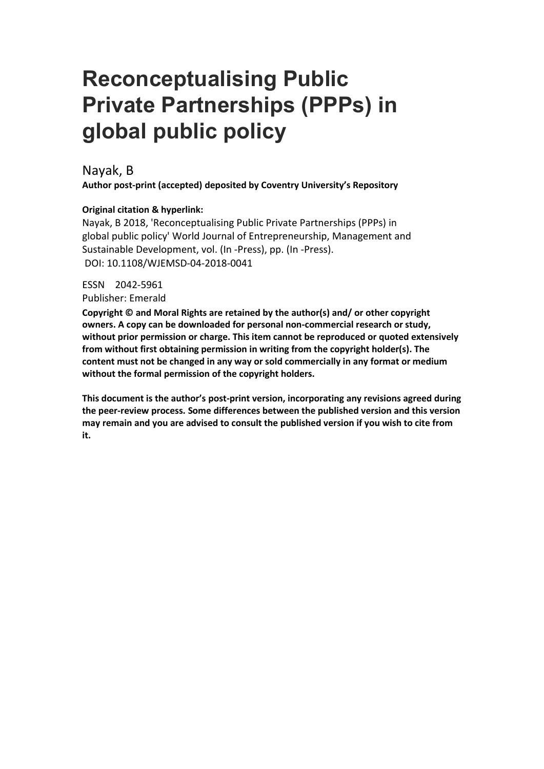# Reconceptualising Public Private Partnerships (PPPs) in global public policy

Nayak, B

**Author post-print (accepted) deposited by Coventry University's Repository**

**Original citation & hyperlink:**

Nayak, B 2018, 'Reconceptualising Public Private Partnerships (PPPs) in global public policy' World Journal of Entrepreneurship, Management and Sustainable Development, vol. (In -Press), pp. (In -Press).
DOI: 10.1108/WJEMSD-04-2018-0041

ESSN 2042-5961
Publisher: Emerald

**Copyright © and Moral Rights are retained by the author(s) and/ or other copyright owners. A copy can be downloaded for personal non-commercial research or study, without prior permission or charge. This item cannot be reproduced or quoted extensively from without first obtaining permission in writing from the copyright holder(s). The content must not be changed in any way or sold commercially in any format or medium without the formal permission of the copyright holders.**

**This document is the author's post-print version, incorporating any revisions agreed during the peer-review process. Some differences between the published version and this version may remain and you are advised to consult the published version if you wish to cite from it.**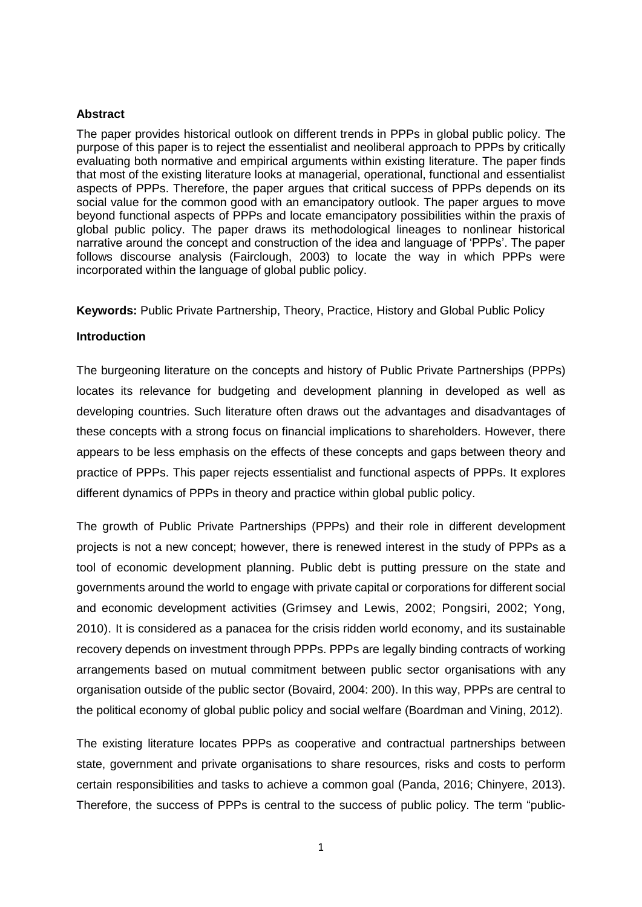**Abstract**

The paper provides historical outlook on different trends in PPPs in global public policy. The purpose of this paper is to reject the essentialist and neoliberal approach to PPPs by critically evaluating both normative and empirical arguments within existing literature. The paper finds that most of the existing literature looks at managerial, operational, functional and essentialist aspects of PPPs. Therefore, the paper argues that critical success of PPPs depends on its social value for the common good with an emancipatory outlook. The paper argues to move beyond functional aspects of PPPs and locate emancipatory possibilities within the praxis of global public policy. The paper draws its methodological lineages to nonlinear historical narrative around the concept and construction of the idea and language of 'PPPs'. The paper follows discourse analysis (Fairclough, 2003) to locate the way in which PPPs were incorporated within the language of global public policy.

**Keywords:** Public Private Partnership, Theory, Practice, History and Global Public Policy

**Introduction**

The burgeoning literature on the concepts and history of Public Private Partnerships (PPPs) locates its relevance for budgeting and development planning in developed as well as developing countries. Such literature often draws out the advantages and disadvantages of these concepts with a strong focus on financial implications to shareholders. However, there appears to be less emphasis on the effects of these concepts and gaps between theory and practice of PPPs. This paper rejects essentialist and functional aspects of PPPs. It explores different dynamics of PPPs in theory and practice within global public policy.

The growth of Public Private Partnerships (PPPs) and their role in different development projects is not a new concept; however, there is renewed interest in the study of PPPs as a tool of economic development planning. Public debt is putting pressure on the state and governments around the world to engage with private capital or corporations for different social and economic development activities (Grimsey and Lewis, 2002; Pongsiri, 2002; Yong, 2010). It is considered as a panacea for the crisis ridden world economy, and its sustainable recovery depends on investment through PPPs. PPPs are legally binding contracts of working arrangements based on mutual commitment between public sector organisations with any organisation outside of the public sector (Bovaird, 2004: 200). In this way, PPPs are central to the political economy of global public policy and social welfare (Boardman and Vining, 2012).

The existing literature locates PPPs as cooperative and contractual partnerships between state, government and private organisations to share resources, risks and costs to perform certain responsibilities and tasks to achieve a common goal (Panda, 2016; Chinyere, 2013). Therefore, the success of PPPs is central to the success of public policy. The term "public-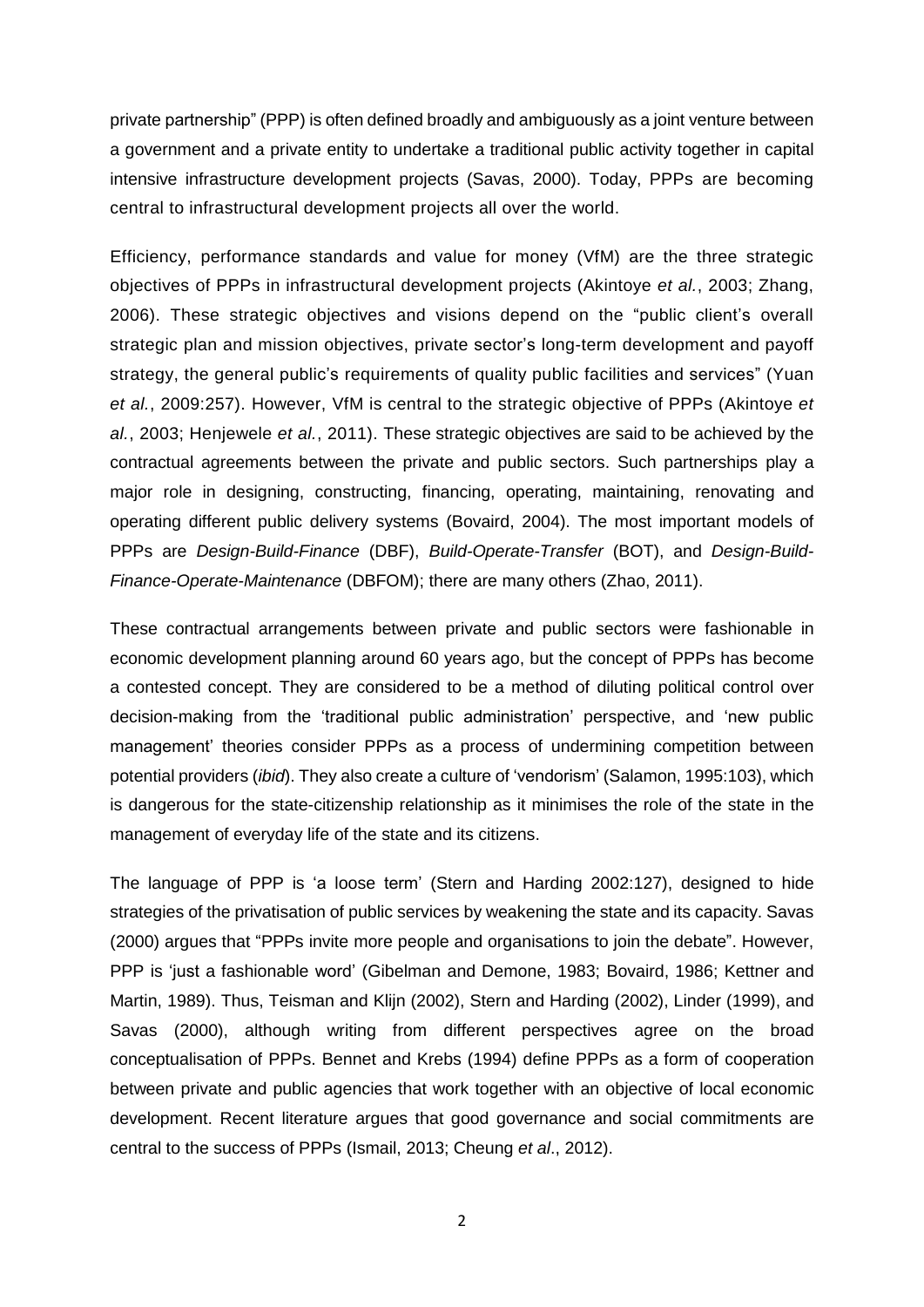private partnership" (PPP) is often defined broadly and ambiguously as a joint venture between a government and a private entity to undertake a traditional public activity together in capital intensive infrastructure development projects (Savas, 2000). Today, PPPs are becoming central to infrastructural development projects all over the world.

Efficiency, performance standards and value for money (VfM) are the three strategic objectives of PPPs in infrastructural development projects (Akintoye *et al.*, 2003; Zhang, 2006). These strategic objectives and visions depend on the "public client's overall strategic plan and mission objectives, private sector's long-term development and payoff strategy, the general public's requirements of quality public facilities and services" (Yuan *et al.*, 2009:257). However, VfM is central to the strategic objective of PPPs (Akintoye *et al.*, 2003; Henjewele *et al.*, 2011). These strategic objectives are said to be achieved by the contractual agreements between the private and public sectors. Such partnerships play a major role in designing, constructing, financing, operating, maintaining, renovating and operating different public delivery systems (Bovaird, 2004). The most important models of PPPs are *Design-Build-Finance* (DBF), *Build-Operate-Transfer* (BOT), and *Design-Build-Finance-Operate-Maintenance* (DBFOM); there are many others (Zhao, 2011).

These contractual arrangements between private and public sectors were fashionable in economic development planning around 60 years ago, but the concept of PPPs has become a contested concept. They are considered to be a method of diluting political control over decision-making from the 'traditional public administration' perspective, and 'new public management' theories consider PPPs as a process of undermining competition between potential providers (*ibid*). They also create a culture of 'vendorism' (Salamon, 1995:103), which is dangerous for the state-citizenship relationship as it minimises the role of the state in the management of everyday life of the state and its citizens.

The language of PPP is 'a loose term' (Stern and Harding 2002:127), designed to hide strategies of the privatisation of public services by weakening the state and its capacity. Savas (2000) argues that "PPPs invite more people and organisations to join the debate". However, PPP is 'just a fashionable word' (Gibelman and Demone, 1983; Bovaird, 1986; Kettner and Martin, 1989). Thus, Teisman and Klijn (2002), Stern and Harding (2002), Linder (1999), and Savas (2000), although writing from different perspectives agree on the broad conceptualisation of PPPs. Bennet and Krebs (1994) define PPPs as a form of cooperation between private and public agencies that work together with an objective of local economic development. Recent literature argues that good governance and social commitments are central to the success of PPPs (Ismail, 2013; Cheung *et al*., 2012).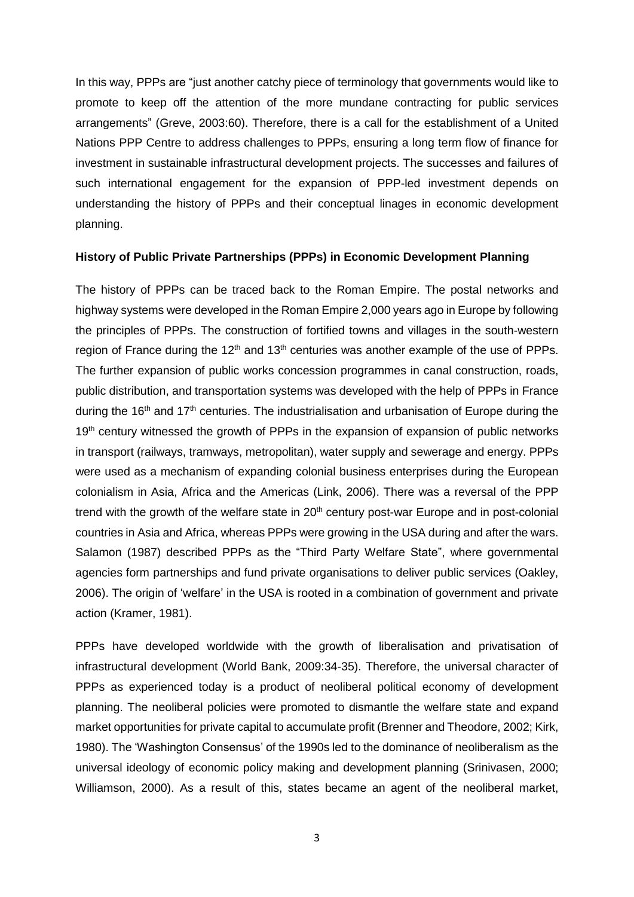In this way, PPPs are "just another catchy piece of terminology that governments would like to promote to keep off the attention of the more mundane contracting for public services arrangements" (Greve, 2003:60). Therefore, there is a call for the establishment of a United Nations PPP Centre to address challenges to PPPs, ensuring a long term flow of finance for investment in sustainable infrastructural development projects. The successes and failures of such international engagement for the expansion of PPP-led investment depends on understanding the history of PPPs and their conceptual linages in economic development planning.

**History of Public Private Partnerships (PPPs) in Economic Development Planning**

The history of PPPs can be traced back to the Roman Empire. The postal networks and highway systems were developed in the Roman Empire 2,000 years ago in Europe by following the principles of PPPs. The construction of fortified towns and villages in the south-western region of France during the 12th and 13th centuries was another example of the use of PPPs. The further expansion of public works concession programmes in canal construction, roads, public distribution, and transportation systems was developed with the help of PPPs in France during the 16th and 17th centuries. The industrialisation and urbanisation of Europe during the 19th century witnessed the growth of PPPs in the expansion of expansion of public networks in transport (railways, tramways, metropolitan), water supply and sewerage and energy. PPPs were used as a mechanism of expanding colonial business enterprises during the European colonialism in Asia, Africa and the Americas (Link, 2006). There was a reversal of the PPP trend with the growth of the welfare state in 20th century post-war Europe and in post-colonial countries in Asia and Africa, whereas PPPs were growing in the USA during and after the wars. Salamon (1987) described PPPs as the "Third Party Welfare State", where governmental agencies form partnerships and fund private organisations to deliver public services (Oakley, 2006). The origin of 'welfare' in the USA is rooted in a combination of government and private action (Kramer, 1981).

PPPs have developed worldwide with the growth of liberalisation and privatisation of infrastructural development (World Bank, 2009:34-35). Therefore, the universal character of PPPs as experienced today is a product of neoliberal political economy of development planning. The neoliberal policies were promoted to dismantle the welfare state and expand market opportunities for private capital to accumulate profit (Brenner and Theodore, 2002; Kirk, 1980). The 'Washington Consensus' of the 1990s led to the dominance of neoliberalism as the universal ideology of economic policy making and development planning (Srinivasen, 2000; Williamson, 2000). As a result of this, states became an agent of the neoliberal market,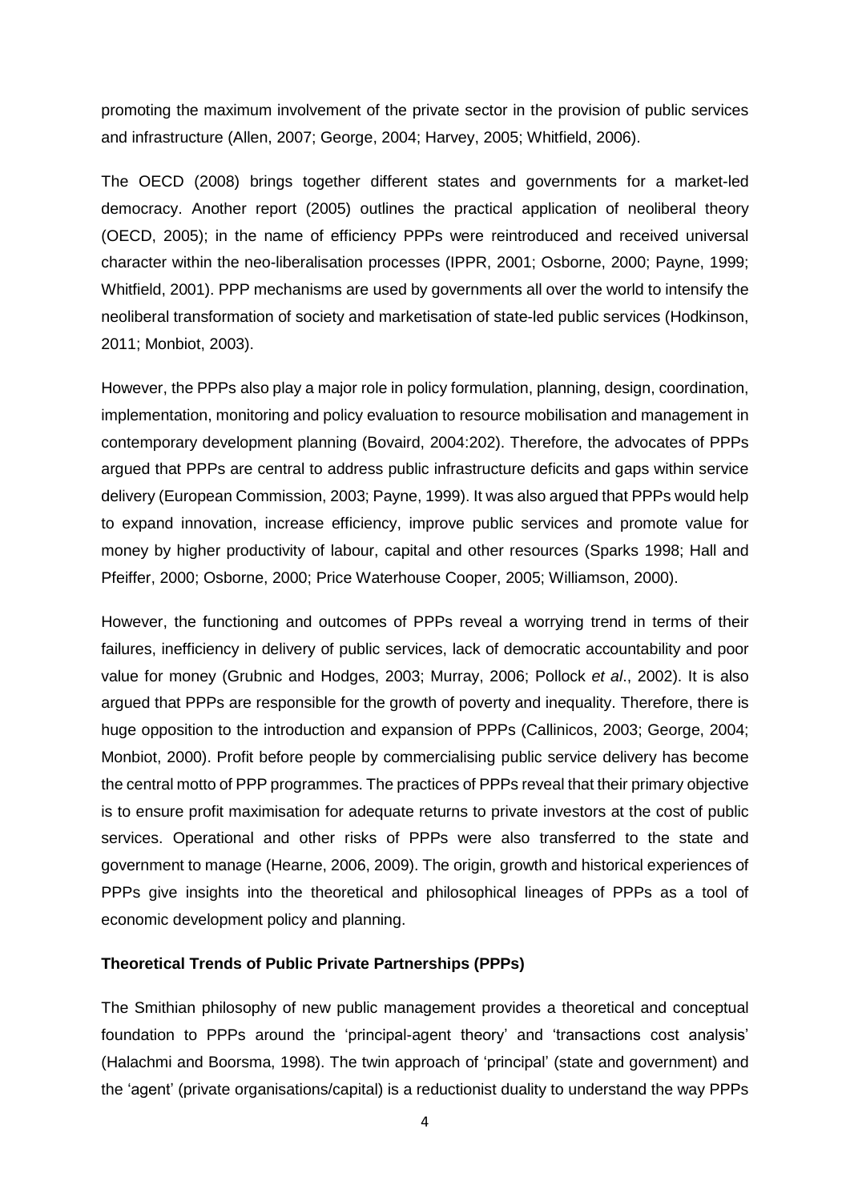promoting the maximum involvement of the private sector in the provision of public services and infrastructure (Allen, 2007; George, 2004; Harvey, 2005; Whitfield, 2006).

The OECD (2008) brings together different states and governments for a market-led democracy. Another report (2005) outlines the practical application of neoliberal theory (OECD, 2005); in the name of efficiency PPPs were reintroduced and received universal character within the neo-liberalisation processes (IPPR, 2001; Osborne, 2000; Payne, 1999; Whitfield, 2001). PPP mechanisms are used by governments all over the world to intensify the neoliberal transformation of society and marketisation of state-led public services (Hodkinson, 2011; Monbiot, 2003).

However, the PPPs also play a major role in policy formulation, planning, design, coordination, implementation, monitoring and policy evaluation to resource mobilisation and management in contemporary development planning (Bovaird, 2004:202). Therefore, the advocates of PPPs argued that PPPs are central to address public infrastructure deficits and gaps within service delivery (European Commission, 2003; Payne, 1999). It was also argued that PPPs would help to expand innovation, increase efficiency, improve public services and promote value for money by higher productivity of labour, capital and other resources (Sparks 1998; Hall and Pfeiffer, 2000; Osborne, 2000; Price Waterhouse Cooper, 2005; Williamson, 2000).

However, the functioning and outcomes of PPPs reveal a worrying trend in terms of their failures, inefficiency in delivery of public services, lack of democratic accountability and poor value for money (Grubnic and Hodges, 2003; Murray, 2006; Pollock *et al*., 2002). It is also argued that PPPs are responsible for the growth of poverty and inequality. Therefore, there is huge opposition to the introduction and expansion of PPPs (Callinicos, 2003; George, 2004; Monbiot, 2000). Profit before people by commercialising public service delivery has become the central motto of PPP programmes. The practices of PPPs reveal that their primary objective is to ensure profit maximisation for adequate returns to private investors at the cost of public services. Operational and other risks of PPPs were also transferred to the state and government to manage (Hearne, 2006, 2009). The origin, growth and historical experiences of PPPs give insights into the theoretical and philosophical lineages of PPPs as a tool of economic development policy and planning.

**Theoretical Trends of Public Private Partnerships (PPPs)**

The Smithian philosophy of new public management provides a theoretical and conceptual foundation to PPPs around the 'principal-agent theory' and 'transactions cost analysis' (Halachmi and Boorsma, 1998). The twin approach of 'principal' (state and government) and the 'agent' (private organisations/capital) is a reductionist duality to understand the way PPPs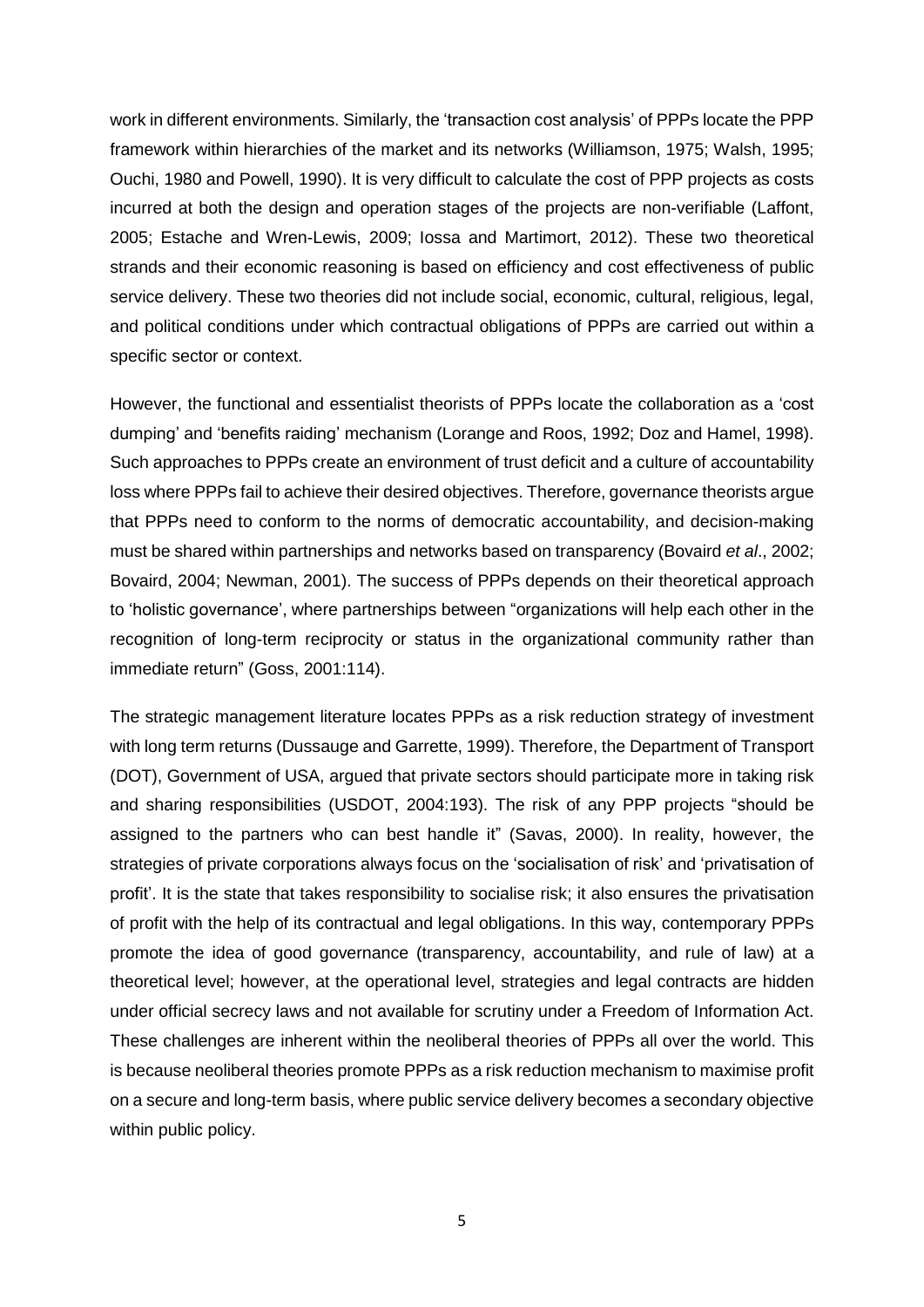work in different environments. Similarly, the 'transaction cost analysis' of PPPs locate the PPP framework within hierarchies of the market and its networks (Williamson, 1975; Walsh, 1995; Ouchi, 1980 and Powell, 1990). It is very difficult to calculate the cost of PPP projects as costs incurred at both the design and operation stages of the projects are non-verifiable (Laffont, 2005; Estache and Wren-Lewis, 2009; Iossa and Martimort, 2012). These two theoretical strands and their economic reasoning is based on efficiency and cost effectiveness of public service delivery. These two theories did not include social, economic, cultural, religious, legal, and political conditions under which contractual obligations of PPPs are carried out within a specific sector or context.

However, the functional and essentialist theorists of PPPs locate the collaboration as a 'cost dumping' and 'benefits raiding' mechanism (Lorange and Roos, 1992; Doz and Hamel, 1998). Such approaches to PPPs create an environment of trust deficit and a culture of accountability loss where PPPs fail to achieve their desired objectives. Therefore, governance theorists argue that PPPs need to conform to the norms of democratic accountability, and decision-making must be shared within partnerships and networks based on transparency (Bovaird *et al*., 2002; Bovaird, 2004; Newman, 2001). The success of PPPs depends on their theoretical approach to 'holistic governance', where partnerships between "organizations will help each other in the recognition of long-term reciprocity or status in the organizational community rather than immediate return" (Goss, 2001:114).

The strategic management literature locates PPPs as a risk reduction strategy of investment with long term returns (Dussauge and Garrette, 1999). Therefore, the Department of Transport (DOT), Government of USA, argued that private sectors should participate more in taking risk and sharing responsibilities (USDOT, 2004:193). The risk of any PPP projects "should be assigned to the partners who can best handle it" (Savas, 2000). In reality, however, the strategies of private corporations always focus on the 'socialisation of risk' and 'privatisation of profit'. It is the state that takes responsibility to socialise risk; it also ensures the privatisation of profit with the help of its contractual and legal obligations. In this way, contemporary PPPs promote the idea of good governance (transparency, accountability, and rule of law) at a theoretical level; however, at the operational level, strategies and legal contracts are hidden under official secrecy laws and not available for scrutiny under a Freedom of Information Act. These challenges are inherent within the neoliberal theories of PPPs all over the world. This is because neoliberal theories promote PPPs as a risk reduction mechanism to maximise profit on a secure and long-term basis, where public service delivery becomes a secondary objective within public policy.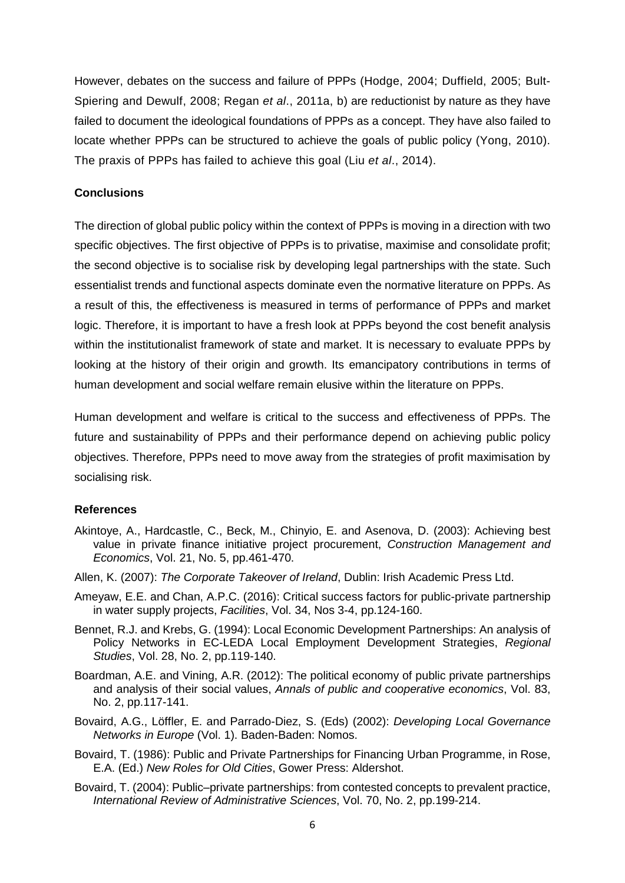However, debates on the success and failure of PPPs (Hodge, 2004; Duffield, 2005; Bult-Spiering and Dewulf, 2008; Regan *et al*., 2011a, b) are reductionist by nature as they have failed to document the ideological foundations of PPPs as a concept. They have also failed to locate whether PPPs can be structured to achieve the goals of public policy (Yong, 2010). The praxis of PPPs has failed to achieve this goal (Liu *et al*., 2014).

## Conclusions

The direction of global public policy within the context of PPPs is moving in a direction with two specific objectives. The first objective of PPPs is to privatise, maximise and consolidate profit; the second objective is to socialise risk by developing legal partnerships with the state. Such essentialist trends and functional aspects dominate even the normative literature on PPPs. As a result of this, the effectiveness is measured in terms of performance of PPPs and market logic. Therefore, it is important to have a fresh look at PPPs beyond the cost benefit analysis within the institutionalist framework of state and market. It is necessary to evaluate PPPs by looking at the history of their origin and growth. Its emancipatory contributions in terms of human development and social welfare remain elusive within the literature on PPPs.

Human development and welfare is critical to the success and effectiveness of PPPs. The future and sustainability of PPPs and their performance depend on achieving public policy objectives. Therefore, PPPs need to move away from the strategies of profit maximisation by socialising risk.

## References

Akintoye, A., Hardcastle, C., Beck, M., Chinyio, E. and Asenova, D. (2003): Achieving best value in private finance initiative project procurement, *Construction Management and Economics*, Vol. 21, No. 5, pp.461-470.

Allen, K. (2007): *The Corporate Takeover of Ireland*, Dublin: Irish Academic Press Ltd.

Ameyaw, E.E. and Chan, A.P.C. (2016): Critical success factors for public-private partnership in water supply projects, *Facilities*, Vol. 34, Nos 3-4, pp.124-160.

Bennet, R.J. and Krebs, G. (1994): Local Economic Development Partnerships: An analysis of Policy Networks in EC-LEDA Local Employment Development Strategies, *Regional Studies*, Vol. 28, No. 2, pp.119-140.

Boardman, A.E. and Vining, A.R. (2012): The political economy of public private partnerships and analysis of their social values, *Annals of public and cooperative economics*, Vol. 83, No. 2, pp.117-141.

Bovaird, A.G., Löffler, E. and Parrado-Diez, S. (Eds) (2002): *Developing Local Governance Networks in Europe* (Vol. 1). Baden-Baden: Nomos.

Bovaird, T. (1986): Public and Private Partnerships for Financing Urban Programme, in Rose, E.A. (Ed.) *New Roles for Old Cities*, Gower Press: Aldershot.

Bovaird, T. (2004): Public–private partnerships: from contested concepts to prevalent practice, *International Review of Administrative Sciences*, Vol. 70, No. 2, pp.199-214.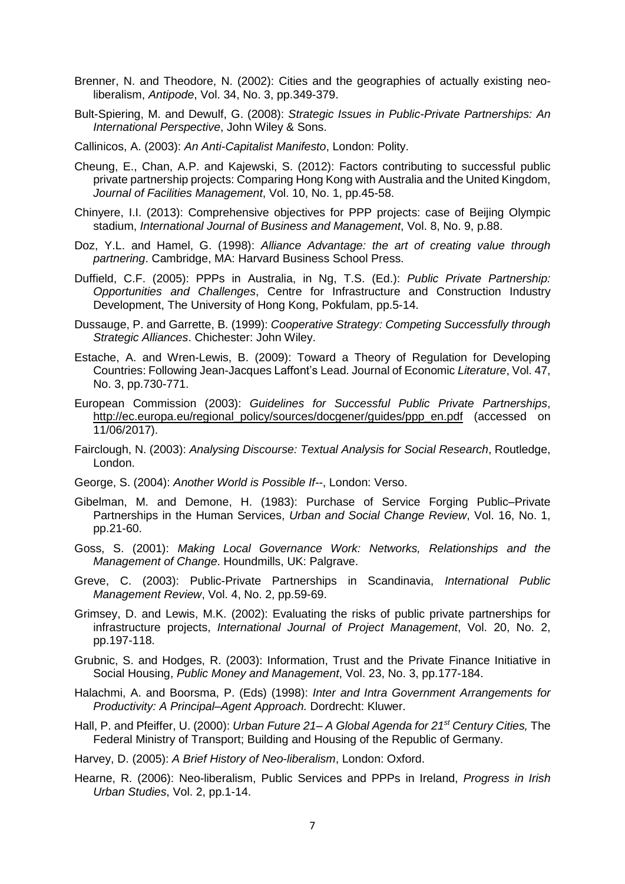Brenner, N. and Theodore, N. (2002): Cities and the geographies of actually existing neo-liberalism, *Antipode*, Vol. 34, No. 3, pp.349-379.

Bult-Spiering, M. and Dewulf, G. (2008): *Strategic Issues in Public-Private Partnerships: An International Perspective*, John Wiley & Sons.

Callinicos, A. (2003): *An Anti-Capitalist Manifesto*, London: Polity.

Cheung, E., Chan, A.P. and Kajewski, S. (2012): Factors contributing to successful public private partnership projects: Comparing Hong Kong with Australia and the United Kingdom, *Journal of Facilities Management*, Vol. 10, No. 1, pp.45-58.

Chinyere, I.I. (2013): Comprehensive objectives for PPP projects: case of Beijing Olympic stadium, *International Journal of Business and Management*, Vol. 8, No. 9, p.88.

Doz, Y.L. and Hamel, G. (1998): *Alliance Advantage: the art of creating value through partnering*. Cambridge, MA: Harvard Business School Press.

Duffield, C.F. (2005): PPPs in Australia, in Ng, T.S. (Ed.): *Public Private Partnership: Opportunities and Challenges*, Centre for Infrastructure and Construction Industry Development, The University of Hong Kong, Pokfulam, pp.5-14.

Dussauge, P. and Garrette, B. (1999): *Cooperative Strategy: Competing Successfully through Strategic Alliances*. Chichester: John Wiley.

Estache, A. and Wren-Lewis, B. (2009): Toward a Theory of Regulation for Developing Countries: Following Jean-Jacques Laffont's Lead. Journal of Economic *Literature*, Vol. 47, No. 3, pp.730-771.

European Commission (2003): *Guidelines for Successful Public Private Partnerships*, http://ec.europa.eu/regional_policy/sources/docgener/guides/ppp_en.pdf (accessed on 11/06/2017).

Fairclough, N. (2003): *Analysing Discourse: Textual Analysis for Social Research*, Routledge, London.

George, S. (2004): *Another World is Possible If*--, London: Verso.

Gibelman, M. and Demone, H. (1983): Purchase of Service Forging Public–Private Partnerships in the Human Services, *Urban and Social Change Review*, Vol. 16, No. 1, pp.21-60.

Goss, S. (2001): *Making Local Governance Work: Networks, Relationships and the Management of Change*. Houndmills, UK: Palgrave.

Greve, C. (2003): Public-Private Partnerships in Scandinavia, *International Public Management Review*, Vol. 4, No. 2, pp.59-69.

Grimsey, D. and Lewis, M.K. (2002): Evaluating the risks of public private partnerships for infrastructure projects, *International Journal of Project Management*, Vol. 20, No. 2, pp.197-118.

Grubnic, S. and Hodges, R. (2003): Information, Trust and the Private Finance Initiative in Social Housing, *Public Money and Management*, Vol. 23, No. 3, pp.177-184.

Halachmi, A. and Boorsma, P. (Eds) (1998): *Inter and Intra Government Arrangements for Productivity: A Principal–Agent Approach.* Dordrecht: Kluwer.

Hall, P. and Pfeiffer, U. (2000): *Urban Future 21– A Global Agenda for 21st Century Cities,* The Federal Ministry of Transport; Building and Housing of the Republic of Germany.

Harvey, D. (2005): *A Brief History of Neo-liberalism*, London: Oxford.

Hearne, R. (2006): Neo-liberalism, Public Services and PPPs in Ireland, *Progress in Irish Urban Studies*, Vol. 2, pp.1-14.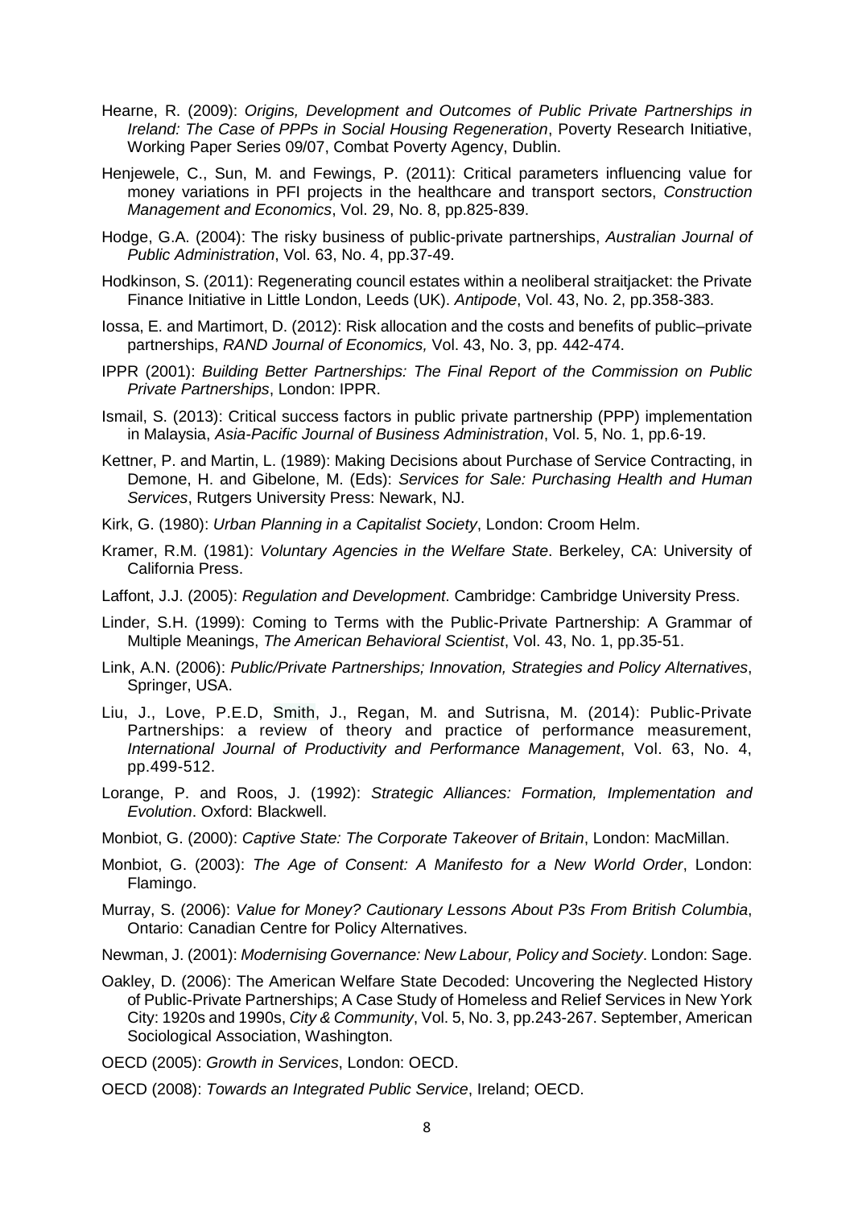Hearne, R. (2009): *Origins, Development and Outcomes of Public Private Partnerships in Ireland: The Case of PPPs in Social Housing Regeneration*, Poverty Research Initiative, Working Paper Series 09/07, Combat Poverty Agency, Dublin.

Henjewele, C., Sun, M. and Fewings, P. (2011): Critical parameters influencing value for money variations in PFI projects in the healthcare and transport sectors, *Construction Management and Economics*, Vol. 29, No. 8, pp.825-839.

Hodge, G.A. (2004): The risky business of public-private partnerships, *Australian Journal of Public Administration*, Vol. 63, No. 4, pp.37-49.

Hodkinson, S. (2011): Regenerating council estates within a neoliberal straitjacket: the Private Finance Initiative in Little London, Leeds (UK). *Antipode*, Vol. 43, No. 2, pp.358-383.

Iossa, E. and Martimort, D. (2012): Risk allocation and the costs and benefits of public–private partnerships, *RAND Journal of Economics,* Vol. 43, No. 3, pp. 442-474.

IPPR (2001): *Building Better Partnerships: The Final Report of the Commission on Public Private Partnerships*, London: IPPR.

Ismail, S. (2013): Critical success factors in public private partnership (PPP) implementation in Malaysia, *Asia-Pacific Journal of Business Administration*, Vol. 5, No. 1, pp.6-19.

Kettner, P. and Martin, L. (1989): Making Decisions about Purchase of Service Contracting, in Demone, H. and Gibelone, M. (Eds): *Services for Sale: Purchasing Health and Human Services*, Rutgers University Press: Newark, NJ.

Kirk, G. (1980): *Urban Planning in a Capitalist Society*, London: Croom Helm.

Kramer, R.M. (1981): *Voluntary Agencies in the Welfare State*. Berkeley, CA: University of California Press.

Laffont, J.J. (2005): *Regulation and Development*. Cambridge: Cambridge University Press.

Linder, S.H. (1999): Coming to Terms with the Public-Private Partnership: A Grammar of Multiple Meanings, *The American Behavioral Scientist*, Vol. 43, No. 1, pp.35-51.

Link, A.N. (2006): *Public/Private Partnerships; Innovation, Strategies and Policy Alternatives*, Springer, USA.

Liu, J., Love, P.E.D, Smith, J., Regan, M. and Sutrisna, M. (2014): Public-Private Partnerships: a review of theory and practice of performance measurement, *International Journal of Productivity and Performance Management*, Vol. 63, No. 4, pp.499-512.

Lorange, P. and Roos, J. (1992): *Strategic Alliances: Formation, Implementation and Evolution*. Oxford: Blackwell.

Monbiot, G. (2000): *Captive State: The Corporate Takeover of Britain*, London: MacMillan.

Monbiot, G. (2003): *The Age of Consent: A Manifesto for a New World Order*, London: Flamingo.

Murray, S. (2006): *Value for Money? Cautionary Lessons About P3s From British Columbia*, Ontario: Canadian Centre for Policy Alternatives.

Newman, J. (2001): *Modernising Governance: New Labour, Policy and Society*. London: Sage.

Oakley, D. (2006): The American Welfare State Decoded: Uncovering the Neglected History of Public-Private Partnerships; A Case Study of Homeless and Relief Services in New York City: 1920s and 1990s, *City & Community*, Vol. 5, No. 3, pp.243-267. September, American Sociological Association, Washington.

OECD (2005): *Growth in Services*, London: OECD.

OECD (2008): *Towards an Integrated Public Service*, Ireland; OECD.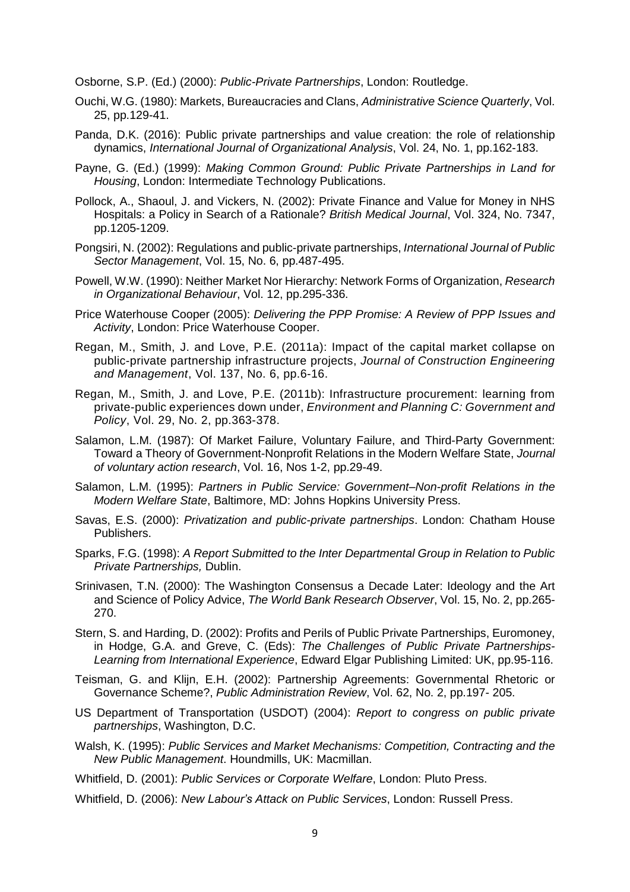Osborne, S.P. (Ed.) (2000): *Public-Private Partnerships*, London: Routledge.

Ouchi, W.G. (1980): Markets, Bureaucracies and Clans, *Administrative Science Quarterly*, Vol. 25, pp.129-41.

Panda, D.K. (2016): Public private partnerships and value creation: the role of relationship dynamics, *International Journal of Organizational Analysis*, Vol. 24, No. 1, pp.162-183.

Payne, G. (Ed.) (1999): *Making Common Ground: Public Private Partnerships in Land for Housing*, London: Intermediate Technology Publications.

Pollock, A., Shaoul, J. and Vickers, N. (2002): Private Finance and Value for Money in NHS Hospitals: a Policy in Search of a Rationale? *British Medical Journal*, Vol. 324, No. 7347, pp.1205-1209.

Pongsiri, N. (2002): Regulations and public-private partnerships, *International Journal of Public Sector Management*, Vol. 15, No. 6, pp.487-495.

Powell, W.W. (1990): Neither Market Nor Hierarchy: Network Forms of Organization, *Research in Organizational Behaviour*, Vol. 12, pp.295-336.

Price Waterhouse Cooper (2005): *Delivering the PPP Promise: A Review of PPP Issues and Activity*, London: Price Waterhouse Cooper.

Regan, M., Smith, J. and Love, P.E. (2011a): Impact of the capital market collapse on public-private partnership infrastructure projects, *Journal of Construction Engineering and Management*, Vol. 137, No. 6, pp.6-16.

Regan, M., Smith, J. and Love, P.E. (2011b): Infrastructure procurement: learning from private-public experiences down under, *Environment and Planning C: Government and Policy*, Vol. 29, No. 2, pp.363-378.

Salamon, L.M. (1987): Of Market Failure, Voluntary Failure, and Third-Party Government: Toward a Theory of Government-Nonprofit Relations in the Modern Welfare State, *Journal of voluntary action research*, Vol. 16, Nos 1-2, pp.29-49.

Salamon, L.M. (1995): *Partners in Public Service: Government–Non-profit Relations in the Modern Welfare State*, Baltimore, MD: Johns Hopkins University Press.

Savas, E.S. (2000): *Privatization and public-private partnerships*. London: Chatham House Publishers.

Sparks, F.G. (1998): *A Report Submitted to the Inter Departmental Group in Relation to Public Private Partnerships,* Dublin.

Srinivasen, T.N. (2000): The Washington Consensus a Decade Later: Ideology and the Art and Science of Policy Advice, *The World Bank Research Observer*, Vol. 15, No. 2, pp.265-270.

Stern, S. and Harding, D. (2002): Profits and Perils of Public Private Partnerships, Euromoney, in Hodge, G.A. and Greve, C. (Eds): *The Challenges of Public Private Partnerships-Learning from International Experience*, Edward Elgar Publishing Limited: UK, pp.95-116.

Teisman, G. and Klijn, E.H. (2002): Partnership Agreements: Governmental Rhetoric or Governance Scheme?, *Public Administration Review*, Vol. 62, No. 2, pp.197- 205.

US Department of Transportation (USDOT) (2004): *Report to congress on public private partnerships*, Washington, D.C.

Walsh, K. (1995): *Public Services and Market Mechanisms: Competition, Contracting and the New Public Management*. Houndmills, UK: Macmillan.

Whitfield, D. (2001): *Public Services or Corporate Welfare*, London: Pluto Press.

Whitfield, D. (2006): *New Labour's Attack on Public Services*, London: Russell Press.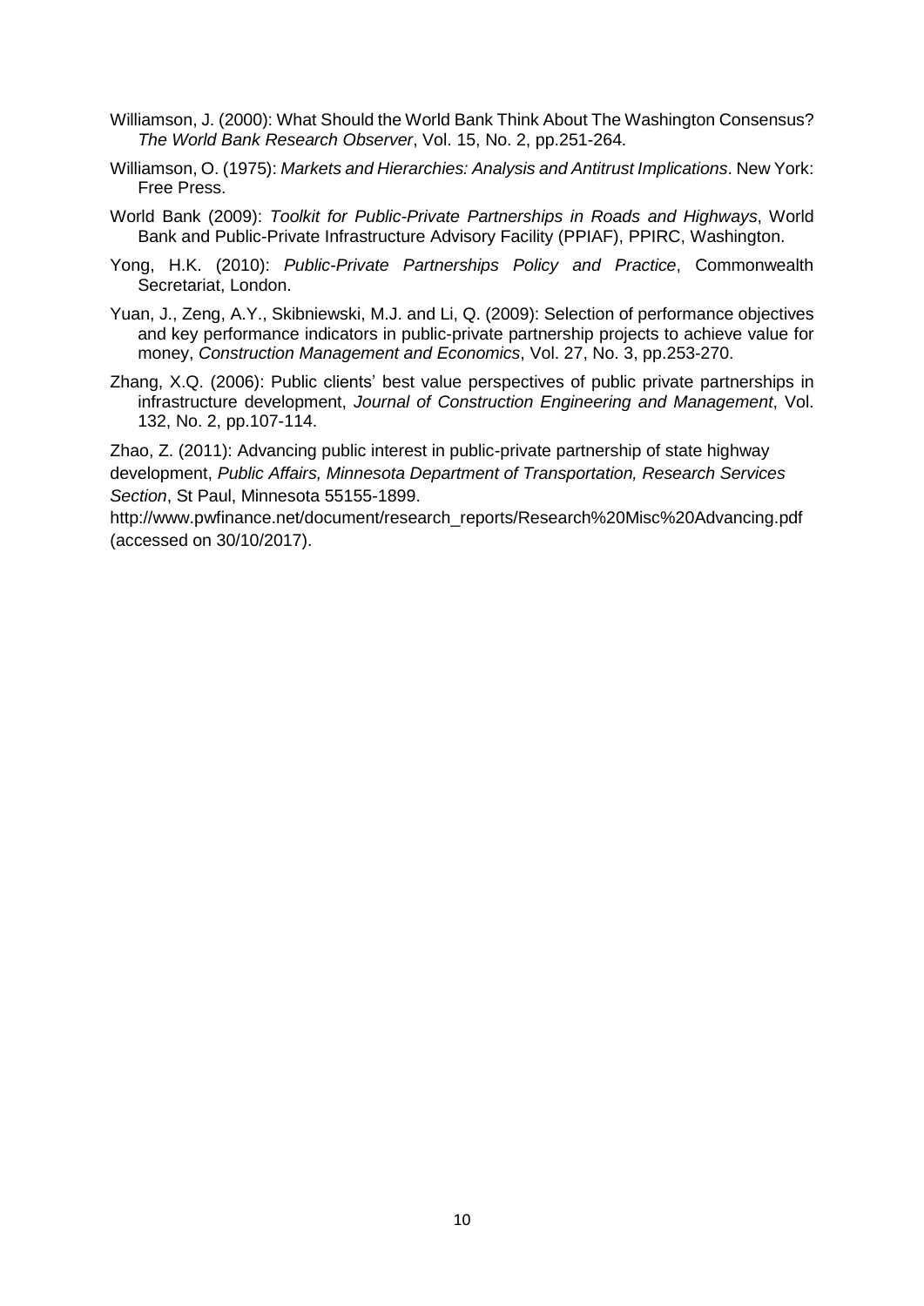Williamson, J. (2000): What Should the World Bank Think About The Washington Consensus? *The World Bank Research Observer*, Vol. 15, No. 2, pp.251-264.

Williamson, O. (1975): *Markets and Hierarchies: Analysis and Antitrust Implications*. New York: Free Press.

World Bank (2009): *Toolkit for Public-Private Partnerships in Roads and Highways*, World Bank and Public-Private Infrastructure Advisory Facility (PPIAF), PPIRC, Washington.

Yong, H.K. (2010): *Public-Private Partnerships Policy and Practice*, Commonwealth Secretariat, London.

Yuan, J., Zeng, A.Y., Skibniewski, M.J. and Li, Q. (2009): Selection of performance objectives and key performance indicators in public-private partnership projects to achieve value for money, *Construction Management and Economics*, Vol. 27, No. 3, pp.253-270.

Zhang, X.Q. (2006): Public clients' best value perspectives of public private partnerships in infrastructure development, *Journal of Construction Engineering and Management*, Vol. 132, No. 2, pp.107-114.

Zhao, Z. (2011): Advancing public interest in public-private partnership of state highway development, *Public Affairs, Minnesota Department of Transportation, Research Services Section*, St Paul, Minnesota 55155-1899.
http://www.pwfinance.net/document/research_reports/Research%20Misc%20Advancing.pdf (accessed on 30/10/2017).